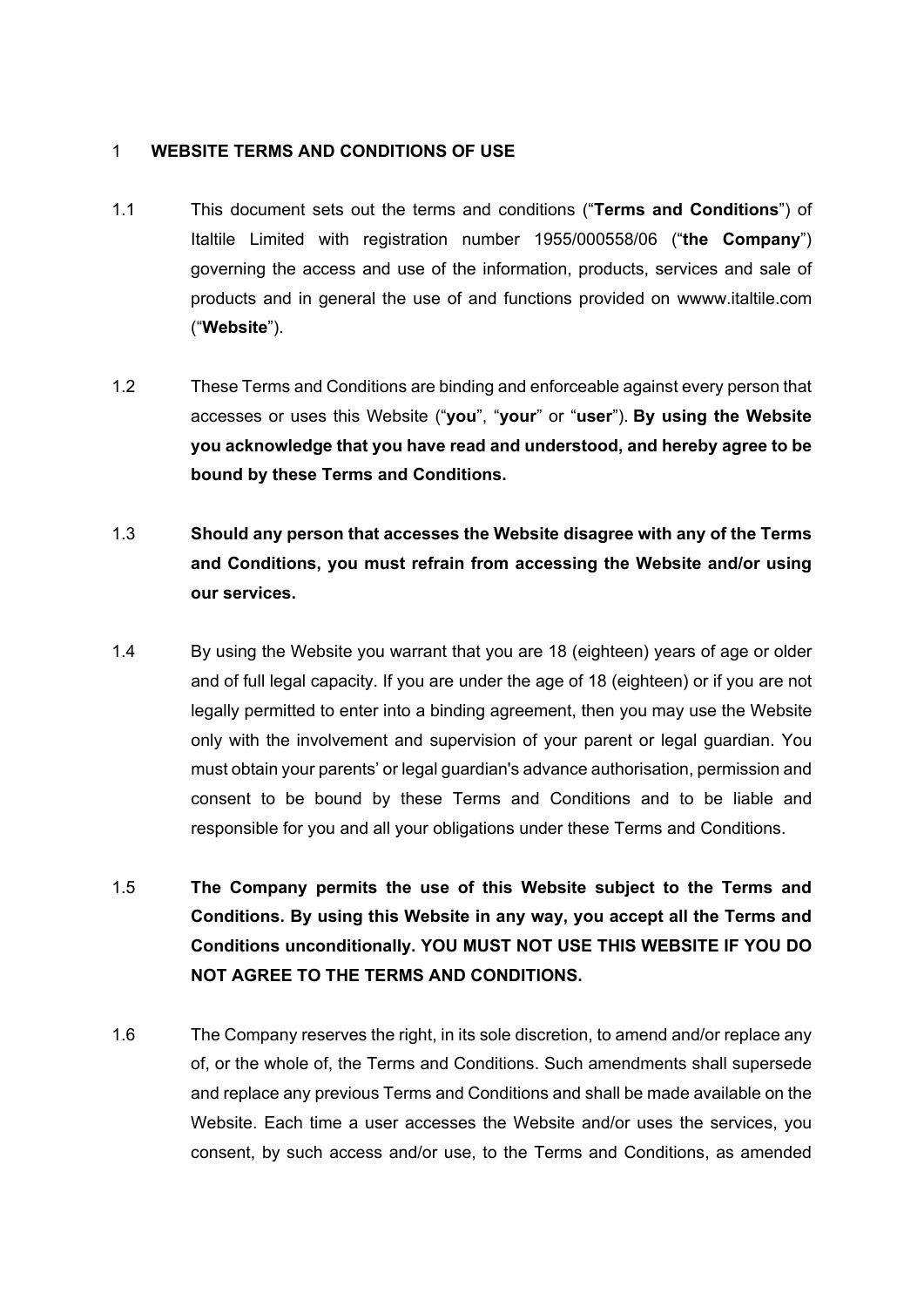## 1 WEBSITE TERMS AND CONDITIONS OF USE

1.1 This document sets out the terms and conditions ("**Terms and Conditions**") of Italtile Limited with registration number 1955/000558/06 ("**the Company**") governing the access and use of the information, products, services and sale of products and in general the use of and functions provided on wwww.italtile.com ("**Website**").

1.2 These Terms and Conditions are binding and enforceable against every person that accesses or uses this Website ("**you**", "**your**" or "**user**"). **By using the Website you acknowledge that you have read and understood, and hereby agree to be bound by these Terms and Conditions.**

1.3 **Should any person that accesses the Website disagree with any of the Terms and Conditions, you must refrain from accessing the Website and/or using our services.**

1.4 By using the Website you warrant that you are 18 (eighteen) years of age or older and of full legal capacity. If you are under the age of 18 (eighteen) or if you are not legally permitted to enter into a binding agreement, then you may use the Website only with the involvement and supervision of your parent or legal guardian. You must obtain your parents' or legal guardian's advance authorisation, permission and consent to be bound by these Terms and Conditions and to be liable and responsible for you and all your obligations under these Terms and Conditions.

1.5 **The Company permits the use of this Website subject to the Terms and Conditions. By using this Website in any way, you accept all the Terms and Conditions unconditionally. YOU MUST NOT USE THIS WEBSITE IF YOU DO NOT AGREE TO THE TERMS AND CONDITIONS.**

1.6 The Company reserves the right, in its sole discretion, to amend and/or replace any of, or the whole of, the Terms and Conditions. Such amendments shall supersede and replace any previous Terms and Conditions and shall be made available on the Website. Each time a user accesses the Website and/or uses the services, you consent, by such access and/or use, to the Terms and Conditions, as amended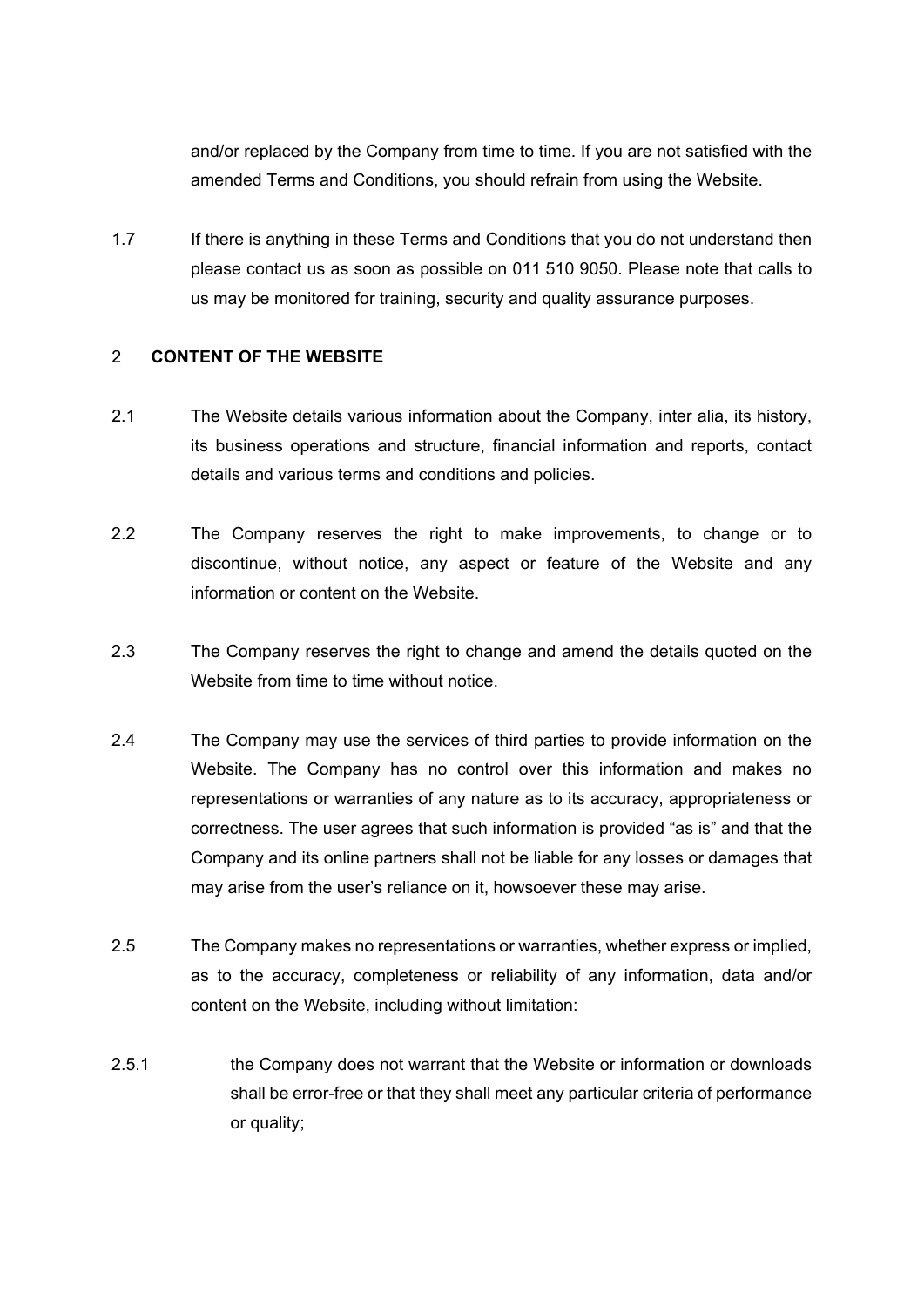and/or replaced by the Company from time to time. If you are not satisfied with the amended Terms and Conditions, you should refrain from using the Website.

1.7 If there is anything in these Terms and Conditions that you do not understand then please contact us as soon as possible on 011 510 9050. Please note that calls to us may be monitored for training, security and quality assurance purposes.

## 2 **CONTENT OF THE WEBSITE**

2.1 The Website details various information about the Company, inter alia, its history, its business operations and structure, financial information and reports, contact details and various terms and conditions and policies.

2.2 The Company reserves the right to make improvements, to change or to discontinue, without notice, any aspect or feature of the Website and any information or content on the Website.

2.3 The Company reserves the right to change and amend the details quoted on the Website from time to time without notice.

2.4 The Company may use the services of third parties to provide information on the Website. The Company has no control over this information and makes no representations or warranties of any nature as to its accuracy, appropriateness or correctness. The user agrees that such information is provided "as is" and that the Company and its online partners shall not be liable for any losses or damages that may arise from the user's reliance on it, howsoever these may arise.

2.5 The Company makes no representations or warranties, whether express or implied, as to the accuracy, completeness or reliability of any information, data and/or content on the Website, including without limitation:

2.5.1 the Company does not warrant that the Website or information or downloads shall be error-free or that they shall meet any particular criteria of performance or quality;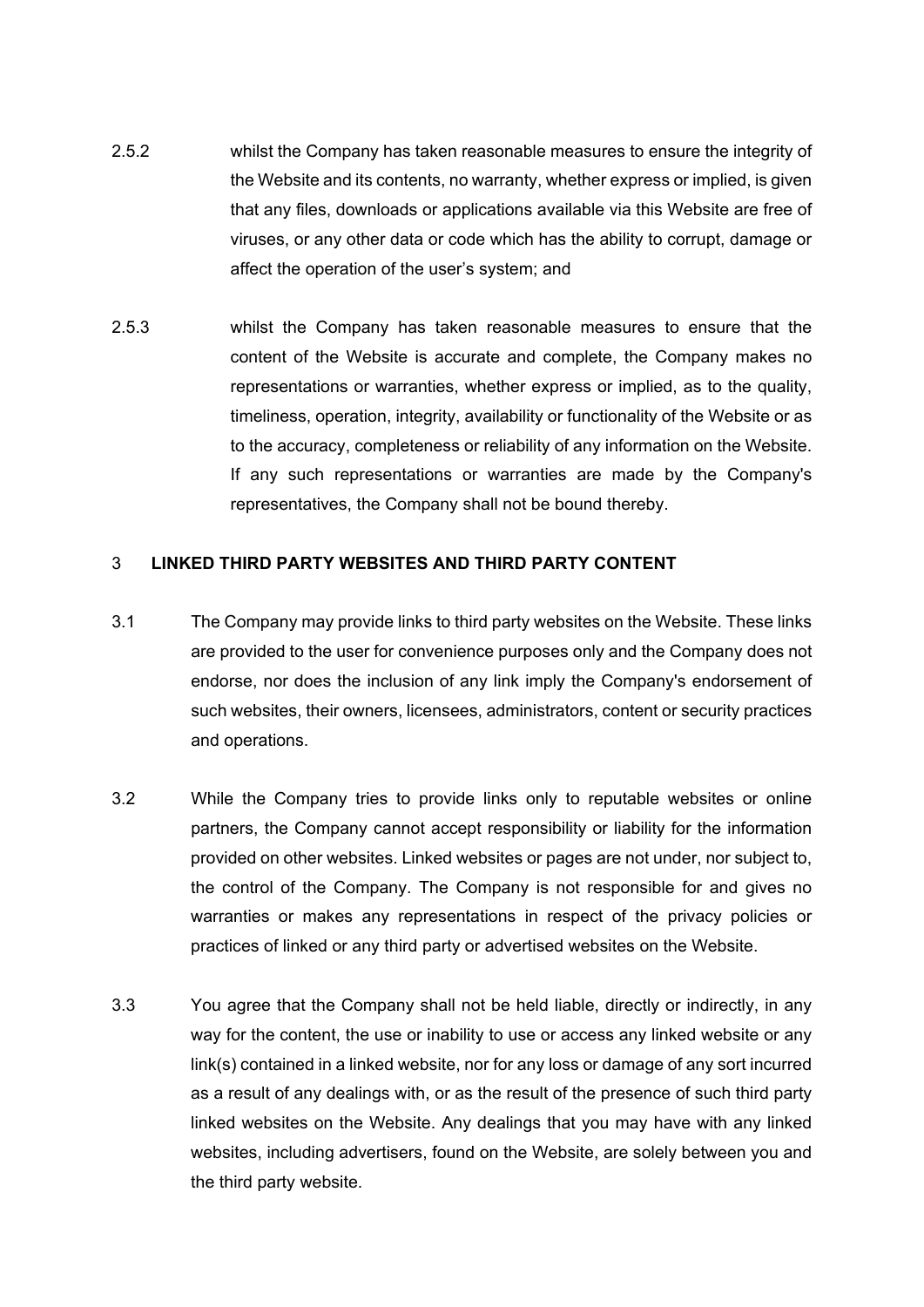2.5.2 whilst the Company has taken reasonable measures to ensure the integrity of the Website and its contents, no warranty, whether express or implied, is given that any files, downloads or applications available via this Website are free of viruses, or any other data or code which has the ability to corrupt, damage or affect the operation of the user's system; and

2.5.3 whilst the Company has taken reasonable measures to ensure that the content of the Website is accurate and complete, the Company makes no representations or warranties, whether express or implied, as to the quality, timeliness, operation, integrity, availability or functionality of the Website or as to the accuracy, completeness or reliability of any information on the Website. If any such representations or warranties are made by the Company's representatives, the Company shall not be bound thereby.

## 3 LINKED THIRD PARTY WEBSITES AND THIRD PARTY CONTENT

3.1 The Company may provide links to third party websites on the Website. These links are provided to the user for convenience purposes only and the Company does not endorse, nor does the inclusion of any link imply the Company's endorsement of such websites, their owners, licensees, administrators, content or security practices and operations.

3.2 While the Company tries to provide links only to reputable websites or online partners, the Company cannot accept responsibility or liability for the information provided on other websites. Linked websites or pages are not under, nor subject to, the control of the Company. The Company is not responsible for and gives no warranties or makes any representations in respect of the privacy policies or practices of linked or any third party or advertised websites on the Website.

3.3 You agree that the Company shall not be held liable, directly or indirectly, in any way for the content, the use or inability to use or access any linked website or any link(s) contained in a linked website, nor for any loss or damage of any sort incurred as a result of any dealings with, or as the result of the presence of such third party linked websites on the Website. Any dealings that you may have with any linked websites, including advertisers, found on the Website, are solely between you and the third party website.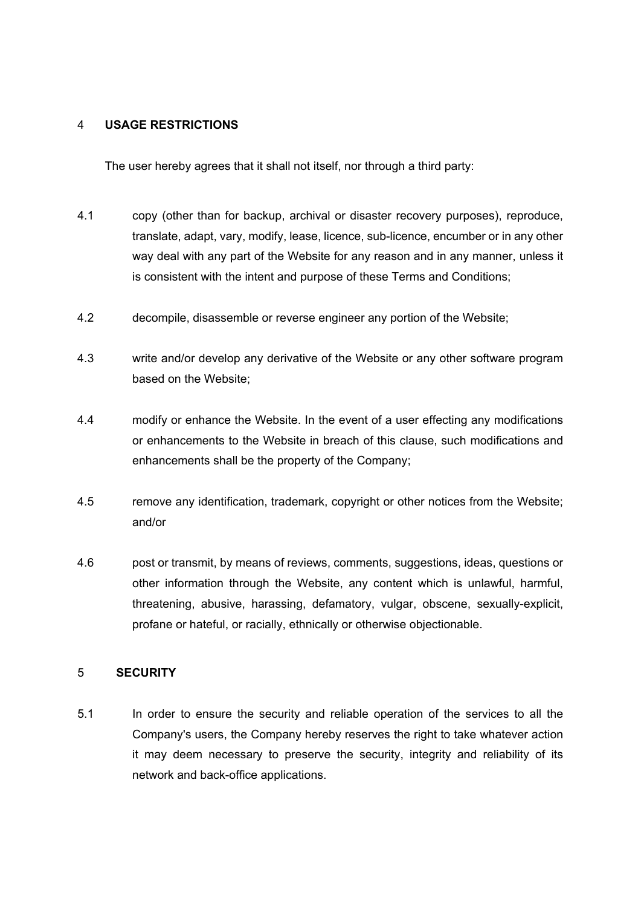## 4 USAGE RESTRICTIONS

The user hereby agrees that it shall not itself, nor through a third party:

4.1 copy (other than for backup, archival or disaster recovery purposes), reproduce, translate, adapt, vary, modify, lease, licence, sub-licence, encumber or in any other way deal with any part of the Website for any reason and in any manner, unless it is consistent with the intent and purpose of these Terms and Conditions;

4.2 decompile, disassemble or reverse engineer any portion of the Website;

4.3 write and/or develop any derivative of the Website or any other software program based on the Website;

4.4 modify or enhance the Website. In the event of a user effecting any modifications or enhancements to the Website in breach of this clause, such modifications and enhancements shall be the property of the Company;

4.5 remove any identification, trademark, copyright or other notices from the Website; and/or

4.6 post or transmit, by means of reviews, comments, suggestions, ideas, questions or other information through the Website, any content which is unlawful, harmful, threatening, abusive, harassing, defamatory, vulgar, obscene, sexually-explicit, profane or hateful, or racially, ethnically or otherwise objectionable.

## 5 SECURITY

5.1 In order to ensure the security and reliable operation of the services to all the Company's users, the Company hereby reserves the right to take whatever action it may deem necessary to preserve the security, integrity and reliability of its network and back-office applications.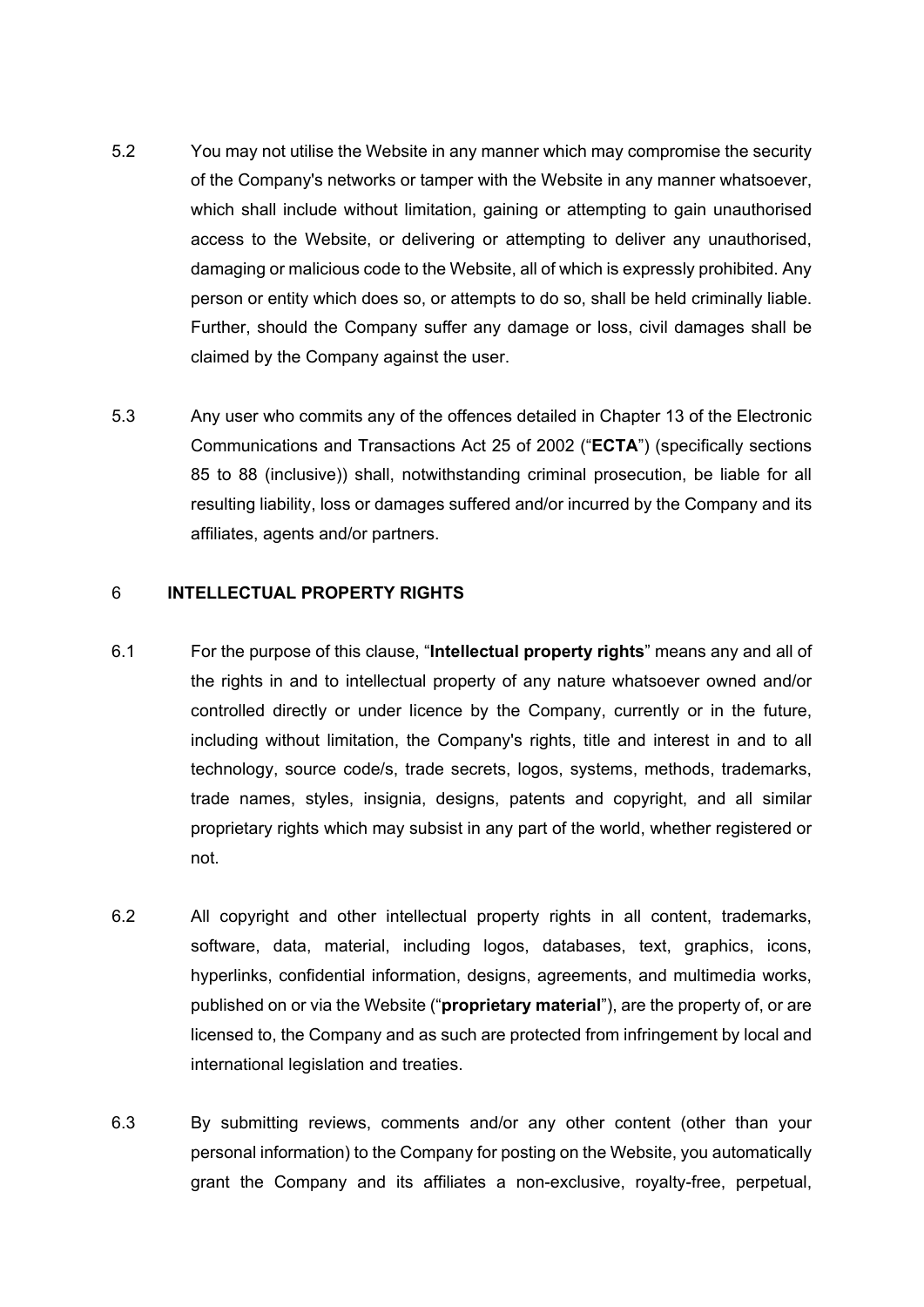5.2 You may not utilise the Website in any manner which may compromise the security of the Company's networks or tamper with the Website in any manner whatsoever, which shall include without limitation, gaining or attempting to gain unauthorised access to the Website, or delivering or attempting to deliver any unauthorised, damaging or malicious code to the Website, all of which is expressly prohibited. Any person or entity which does so, or attempts to do so, shall be held criminally liable. Further, should the Company suffer any damage or loss, civil damages shall be claimed by the Company against the user.

5.3 Any user who commits any of the offences detailed in Chapter 13 of the Electronic Communications and Transactions Act 25 of 2002 ("**ECTA**") (specifically sections 85 to 88 (inclusive)) shall, notwithstanding criminal prosecution, be liable for all resulting liability, loss or damages suffered and/or incurred by the Company and its affiliates, agents and/or partners.

## 6 INTELLECTUAL PROPERTY RIGHTS

6.1 For the purpose of this clause, "**Intellectual property rights**" means any and all of the rights in and to intellectual property of any nature whatsoever owned and/or controlled directly or under licence by the Company, currently or in the future, including without limitation, the Company's rights, title and interest in and to all technology, source code/s, trade secrets, logos, systems, methods, trademarks, trade names, styles, insignia, designs, patents and copyright, and all similar proprietary rights which may subsist in any part of the world, whether registered or not.

6.2 All copyright and other intellectual property rights in all content, trademarks, software, data, material, including logos, databases, text, graphics, icons, hyperlinks, confidential information, designs, agreements, and multimedia works, published on or via the Website ("**proprietary material**"), are the property of, or are licensed to, the Company and as such are protected from infringement by local and international legislation and treaties.

6.3 By submitting reviews, comments and/or any other content (other than your personal information) to the Company for posting on the Website, you automatically grant the Company and its affiliates a non-exclusive, royalty-free, perpetual,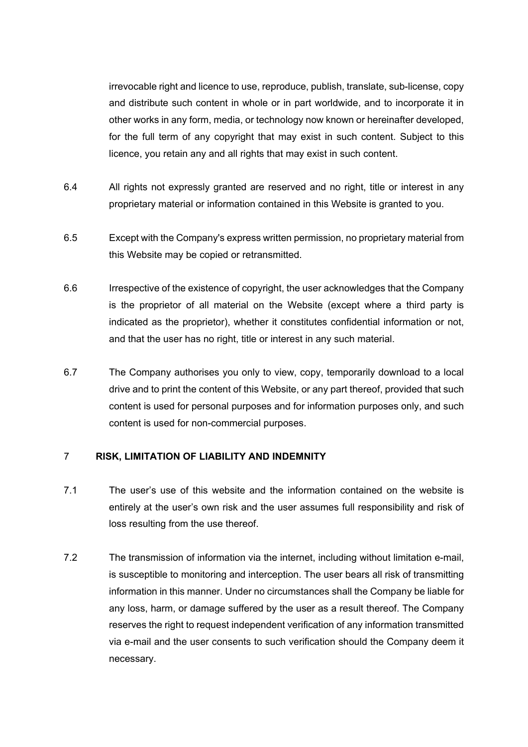irrevocable right and licence to use, reproduce, publish, translate, sub-license, copy and distribute such content in whole or in part worldwide, and to incorporate it in other works in any form, media, or technology now known or hereinafter developed, for the full term of any copyright that may exist in such content. Subject to this licence, you retain any and all rights that may exist in such content.

6.4 All rights not expressly granted are reserved and no right, title or interest in any proprietary material or information contained in this Website is granted to you.

6.5 Except with the Company's express written permission, no proprietary material from this Website may be copied or retransmitted.

6.6 Irrespective of the existence of copyright, the user acknowledges that the Company is the proprietor of all material on the Website (except where a third party is indicated as the proprietor), whether it constitutes confidential information or not, and that the user has no right, title or interest in any such material.

6.7 The Company authorises you only to view, copy, temporarily download to a local drive and to print the content of this Website, or any part thereof, provided that such content is used for personal purposes and for information purposes only, and such content is used for non-commercial purposes.

## 7 RISK, LIMITATION OF LIABILITY AND INDEMNITY

7.1 The user's use of this website and the information contained on the website is entirely at the user's own risk and the user assumes full responsibility and risk of loss resulting from the use thereof.

7.2 The transmission of information via the internet, including without limitation e-mail, is susceptible to monitoring and interception. The user bears all risk of transmitting information in this manner. Under no circumstances shall the Company be liable for any loss, harm, or damage suffered by the user as a result thereof. The Company reserves the right to request independent verification of any information transmitted via e-mail and the user consents to such verification should the Company deem it necessary.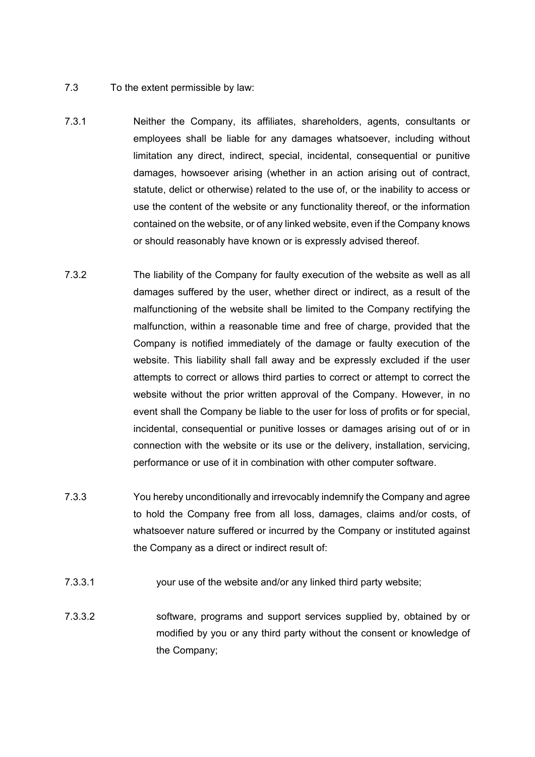7.3 To the extent permissible by law:

7.3.1 Neither the Company, its affiliates, shareholders, agents, consultants or employees shall be liable for any damages whatsoever, including without limitation any direct, indirect, special, incidental, consequential or punitive damages, howsoever arising (whether in an action arising out of contract, statute, delict or otherwise) related to the use of, or the inability to access or use the content of the website or any functionality thereof, or the information contained on the website, or of any linked website, even if the Company knows or should reasonably have known or is expressly advised thereof.

7.3.2 The liability of the Company for faulty execution of the website as well as all damages suffered by the user, whether direct or indirect, as a result of the malfunctioning of the website shall be limited to the Company rectifying the malfunction, within a reasonable time and free of charge, provided that the Company is notified immediately of the damage or faulty execution of the website. This liability shall fall away and be expressly excluded if the user attempts to correct or allows third parties to correct or attempt to correct the website without the prior written approval of the Company. However, in no event shall the Company be liable to the user for loss of profits or for special, incidental, consequential or punitive losses or damages arising out of or in connection with the website or its use or the delivery, installation, servicing, performance or use of it in combination with other computer software.

7.3.3 You hereby unconditionally and irrevocably indemnify the Company and agree to hold the Company free from all loss, damages, claims and/or costs, of whatsoever nature suffered or incurred by the Company or instituted against the Company as a direct or indirect result of:

7.3.3.1 your use of the website and/or any linked third party website;

7.3.3.2 software, programs and support services supplied by, obtained by or modified by you or any third party without the consent or knowledge of the Company;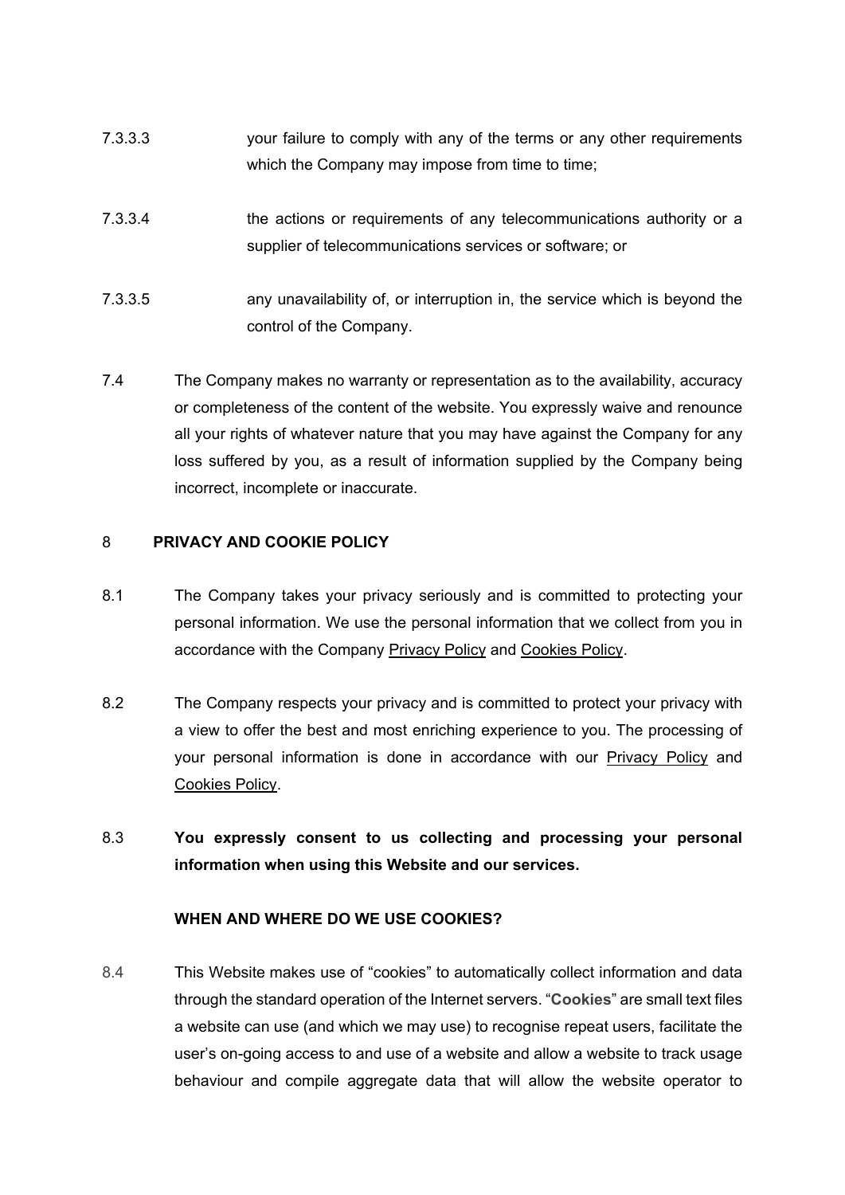7.3.3.3 your failure to comply with any of the terms or any other requirements which the Company may impose from time to time;

7.3.3.4 the actions or requirements of any telecommunications authority or a supplier of telecommunications services or software; or

7.3.3.5 any unavailability of, or interruption in, the service which is beyond the control of the Company.

7.4 The Company makes no warranty or representation as to the availability, accuracy or completeness of the content of the website. You expressly waive and renounce all your rights of whatever nature that you may have against the Company for any loss suffered by you, as a result of information supplied by the Company being incorrect, incomplete or inaccurate.

## 8 PRIVACY AND COOKIE POLICY

8.1 The Company takes your privacy seriously and is committed to protecting your personal information. We use the personal information that we collect from you in accordance with the Company Privacy Policy and Cookies Policy.

8.2 The Company respects your privacy and is committed to protect your privacy with a view to offer the best and most enriching experience to you. The processing of your personal information is done in accordance with our Privacy Policy and Cookies Policy.

8.3 **You expressly consent to us collecting and processing your personal information when using this Website and our services.**

**WHEN AND WHERE DO WE USE COOKIES?**

8.4 This Website makes use of "cookies" to automatically collect information and data through the standard operation of the Internet servers. "**Cookies**" are small text files a website can use (and which we may use) to recognise repeat users, facilitate the user's on-going access to and use of a website and allow a website to track usage behaviour and compile aggregate data that will allow the website operator to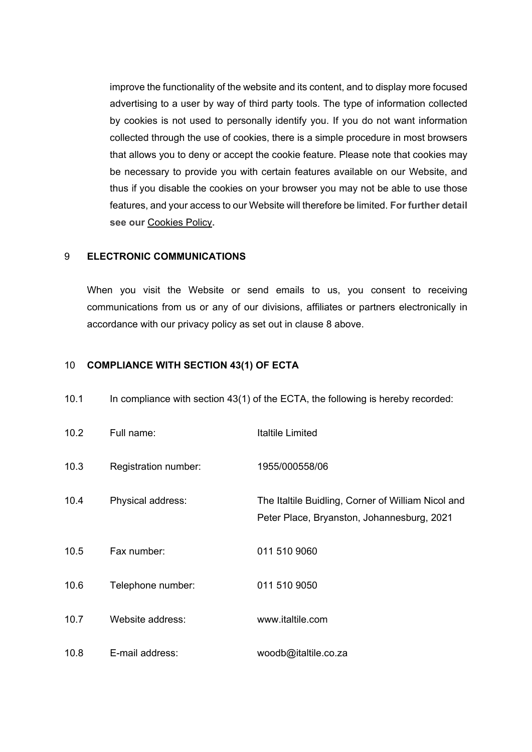improve the functionality of the website and its content, and to display more focused advertising to a user by way of third party tools. The type of information collected by cookies is not used to personally identify you. If you do not want information collected through the use of cookies, there is a simple procedure in most browsers that allows you to deny or accept the cookie feature. Please note that cookies may be necessary to provide you with certain features available on our Website, and thus if you disable the cookies on your browser you may not be able to use those features, and your access to our Website will therefore be limited. **For further detail see our** Cookies Policy**.**

## 9 ELECTRONIC COMMUNICATIONS

When you visit the Website or send emails to us, you consent to receiving communications from us or any of our divisions, affiliates or partners electronically in accordance with our privacy policy as set out in clause 8 above.

## 10 COMPLIANCE WITH SECTION 43(1) OF ECTA

10.1 In compliance with section 43(1) of the ECTA, the following is hereby recorded:

| | | |
|---|---|---|
| 10.2 | Full name: | Italtile Limited |
| 10.3 | Registration number: | 1955/000558/06 |
| 10.4 | Physical address: | The Italtile Buidling, Corner of William Nicol and Peter Place, Bryanston, Johannesburg, 2021 |
| 10.5 | Fax number: | 011 510 9060 |
| 10.6 | Telephone number: | 011 510 9050 |
| 10.7 | Website address: | www.italtile.com |
| 10.8 | E-mail address: | woodb@italtile.co.za |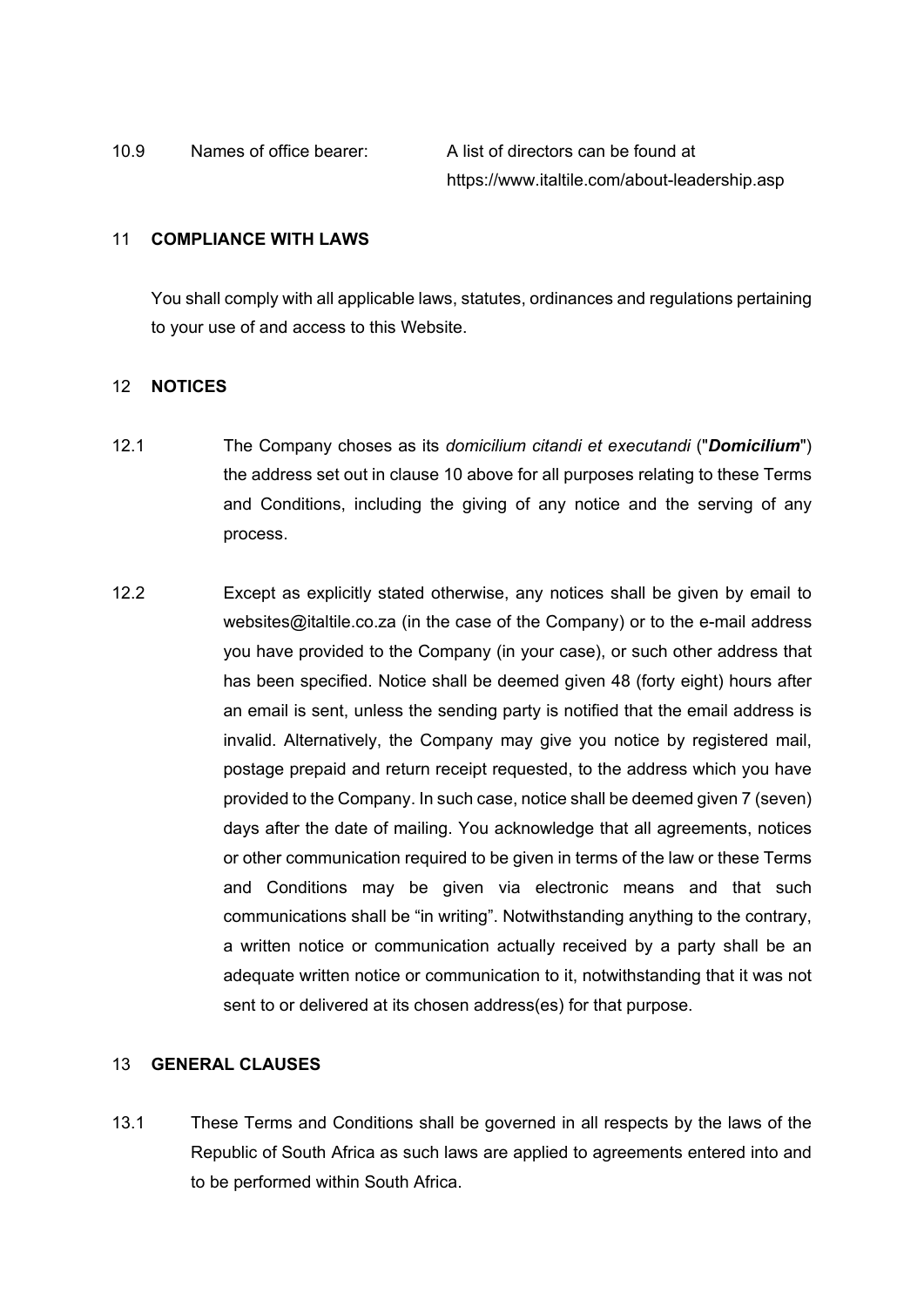10.9 Names of office bearer: A list of directors can be found at https://www.italtile.com/about-leadership.asp

## 11 **COMPLIANCE WITH LAWS**

You shall comply with all applicable laws, statutes, ordinances and regulations pertaining to your use of and access to this Website.

## 12 **NOTICES**

12.1 The Company choses as its *domicilium citandi et executandi* ("***Domicilium***") the address set out in clause 10 above for all purposes relating to these Terms and Conditions, including the giving of any notice and the serving of any process.

12.2 Except as explicitly stated otherwise, any notices shall be given by email to websites@italtile.co.za (in the case of the Company) or to the e-mail address you have provided to the Company (in your case), or such other address that has been specified. Notice shall be deemed given 48 (forty eight) hours after an email is sent, unless the sending party is notified that the email address is invalid. Alternatively, the Company may give you notice by registered mail, postage prepaid and return receipt requested, to the address which you have provided to the Company. In such case, notice shall be deemed given 7 (seven) days after the date of mailing. You acknowledge that all agreements, notices or other communication required to be given in terms of the law or these Terms and Conditions may be given via electronic means and that such communications shall be "in writing". Notwithstanding anything to the contrary, a written notice or communication actually received by a party shall be an adequate written notice or communication to it, notwithstanding that it was not sent to or delivered at its chosen address(es) for that purpose.

## 13 **GENERAL CLAUSES**

13.1 These Terms and Conditions shall be governed in all respects by the laws of the Republic of South Africa as such laws are applied to agreements entered into and to be performed within South Africa.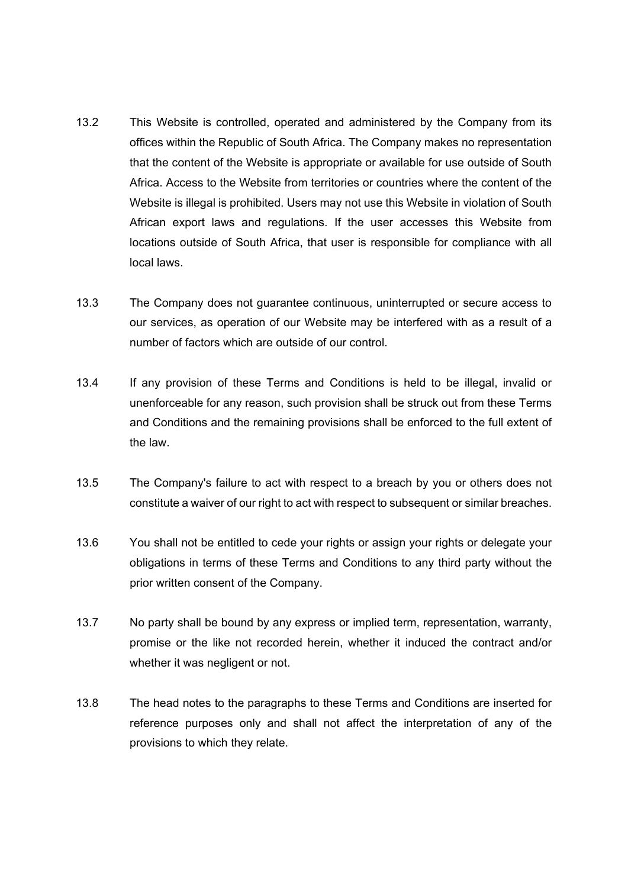13.2 This Website is controlled, operated and administered by the Company from its offices within the Republic of South Africa. The Company makes no representation that the content of the Website is appropriate or available for use outside of South Africa. Access to the Website from territories or countries where the content of the Website is illegal is prohibited. Users may not use this Website in violation of South African export laws and regulations. If the user accesses this Website from locations outside of South Africa, that user is responsible for compliance with all local laws.

13.3 The Company does not guarantee continuous, uninterrupted or secure access to our services, as operation of our Website may be interfered with as a result of a number of factors which are outside of our control.

13.4 If any provision of these Terms and Conditions is held to be illegal, invalid or unenforceable for any reason, such provision shall be struck out from these Terms and Conditions and the remaining provisions shall be enforced to the full extent of the law.

13.5 The Company's failure to act with respect to a breach by you or others does not constitute a waiver of our right to act with respect to subsequent or similar breaches.

13.6 You shall not be entitled to cede your rights or assign your rights or delegate your obligations in terms of these Terms and Conditions to any third party without the prior written consent of the Company.

13.7 No party shall be bound by any express or implied term, representation, warranty, promise or the like not recorded herein, whether it induced the contract and/or whether it was negligent or not.

13.8 The head notes to the paragraphs to these Terms and Conditions are inserted for reference purposes only and shall not affect the interpretation of any of the provisions to which they relate.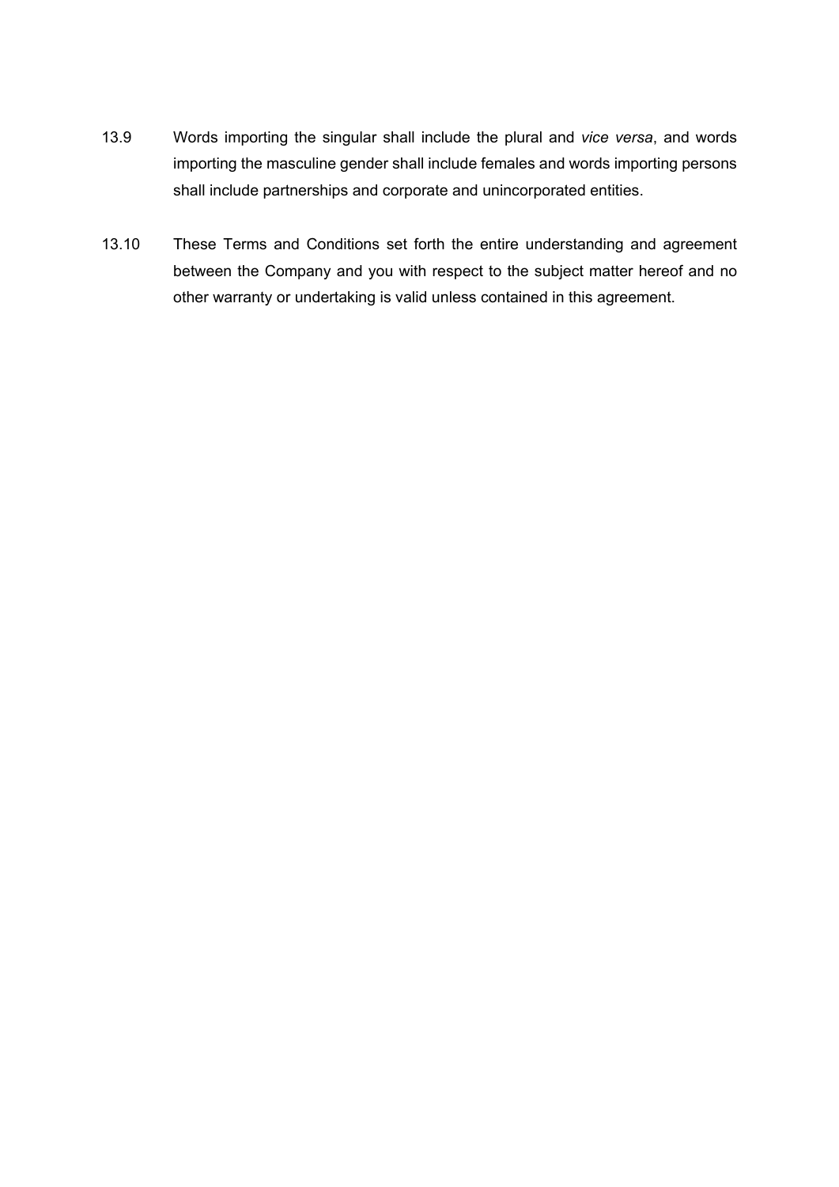13.9 Words importing the singular shall include the plural and *vice versa*, and words importing the masculine gender shall include females and words importing persons shall include partnerships and corporate and unincorporated entities.

13.10 These Terms and Conditions set forth the entire understanding and agreement between the Company and you with respect to the subject matter hereof and no other warranty or undertaking is valid unless contained in this agreement.